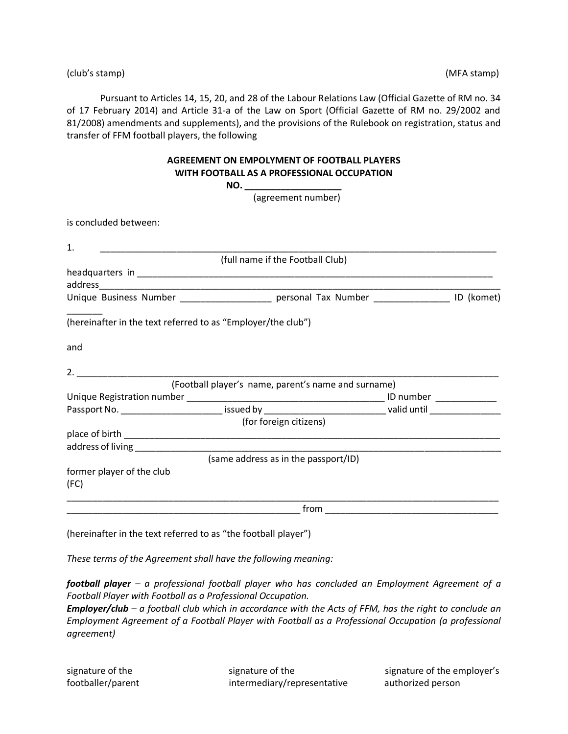(club's stamp) (MFA stamp)

Pursuant to Articles 14, 15, 20, and 28 of the Labour Relations Law (Official Gazette of RM no. 34 of 17 February 2014) and Article 31-a of the Law on Sport (Official Gazette of RM no. 29/2002 and 81/2008) amendments and supplements), and the provisions of the Rulebook on registration, status and transfer of FFM football players, the following

**AGREEMENT ON EMPOLYMENT OF FOOTBALL PLAYERS**
**WITH FOOTBALL AS A PROFESSIONAL OCCUPATION**
**NO. ___________________**
(agreement number)

is concluded between:

1. ______________________________________________________________________________
(full name if the Football Club)
headquarters in ____________________________________________________________________
address____________________________________________________________________________
Unique Business Number __________________ personal Tax Number _______________ ID (komet) _______

(hereinafter in the text referred to as "Employer/the club")

and

2. ________________________________________________________________________________
(Football player's name, parent's name and surname)
Unique Registration number ________________________________________ ID number ____________
Passport No. ___________________ issued by ________________________ valid until ______________
(for foreign citizens)
place of birth _______________________________________________________________________
address of living _____________________________________________________________________
(same address as in the passport/ID)
former player of the club
(FC)
_________________________________________________________________________________
______________________________________________ from __________________________________

(hereinafter in the text referred to as "the football player")

*These terms of the Agreement shall have the following meaning:*

***football player*** *– a professional football player who has concluded an Employment Agreement of a Football Player with Football as a Professional Occupation.*
***Employer/club*** *– a football club which in accordance with the Acts of FFM, has the right to conclude an Employment Agreement of a Football Player with Football as a Professional Occupation (a professional agreement)*

signature of the footballer/parent | signature of the intermediary/representative | signature of the employer's authorized person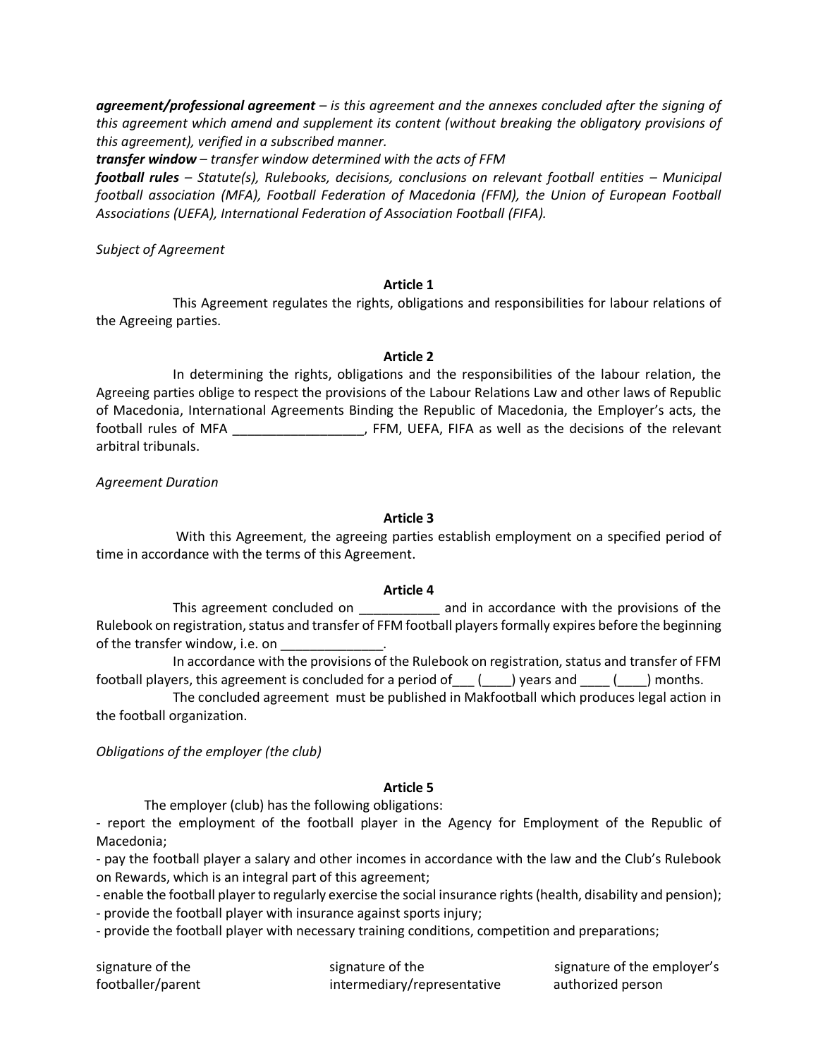***agreement/professional agreement*** *– is this agreement and the annexes concluded after the signing of this agreement which amend and supplement its content (without breaking the obligatory provisions of this agreement), verified in a subscribed manner.*

***transfer window*** *– transfer window determined with the acts of FFM*

***football rules*** *– Statute(s), Rulebooks, decisions, conclusions on relevant football entities – Municipal football association (MFA), Football Federation of Macedonia (FFM), the Union of European Football Associations (UEFA), International Federation of Association Football (FIFA).*

*Subject of Agreement*

**Article 1**

This Agreement regulates the rights, obligations and responsibilities for labour relations of the Agreeing parties.

**Article 2**

In determining the rights, obligations and the responsibilities of the labour relation, the Agreeing parties oblige to respect the provisions of the Labour Relations Law and other laws of Republic of Macedonia, International Agreements Binding the Republic of Macedonia, the Employer's acts, the football rules of MFA __________________, FFM, UEFA, FIFA as well as the decisions of the relevant arbitral tribunals.

*Agreement Duration*

**Article 3**

With this Agreement, the agreeing parties establish employment on a specified period of time in accordance with the terms of this Agreement.

**Article 4**

This agreement concluded on ___________ and in accordance with the provisions of the Rulebook on registration, status and transfer of FFM football players formally expires before the beginning of the transfer window, i.e. on ______________.

In accordance with the provisions of the Rulebook on registration, status and transfer of FFM football players, this agreement is concluded for a period of___ (____) years and ____ (____) months.

The concluded agreement must be published in Makfootball which produces legal action in the football organization.

*Obligations of the employer (the club)*

**Article 5**

The employer (club) has the following obligations:

- report the employment of the football player in the Agency for Employment of the Republic of Macedonia;
- pay the football player a salary and other incomes in accordance with the law and the Club's Rulebook on Rewards, which is an integral part of this agreement;
- enable the football player to regularly exercise the social insurance rights (health, disability and pension);
- provide the football player with insurance against sports injury;
- provide the football player with necessary training conditions, competition and preparations;

| signature of the footballer/parent | signature of the intermediary/representative | signature of the employer's authorized person |
|---|---|---|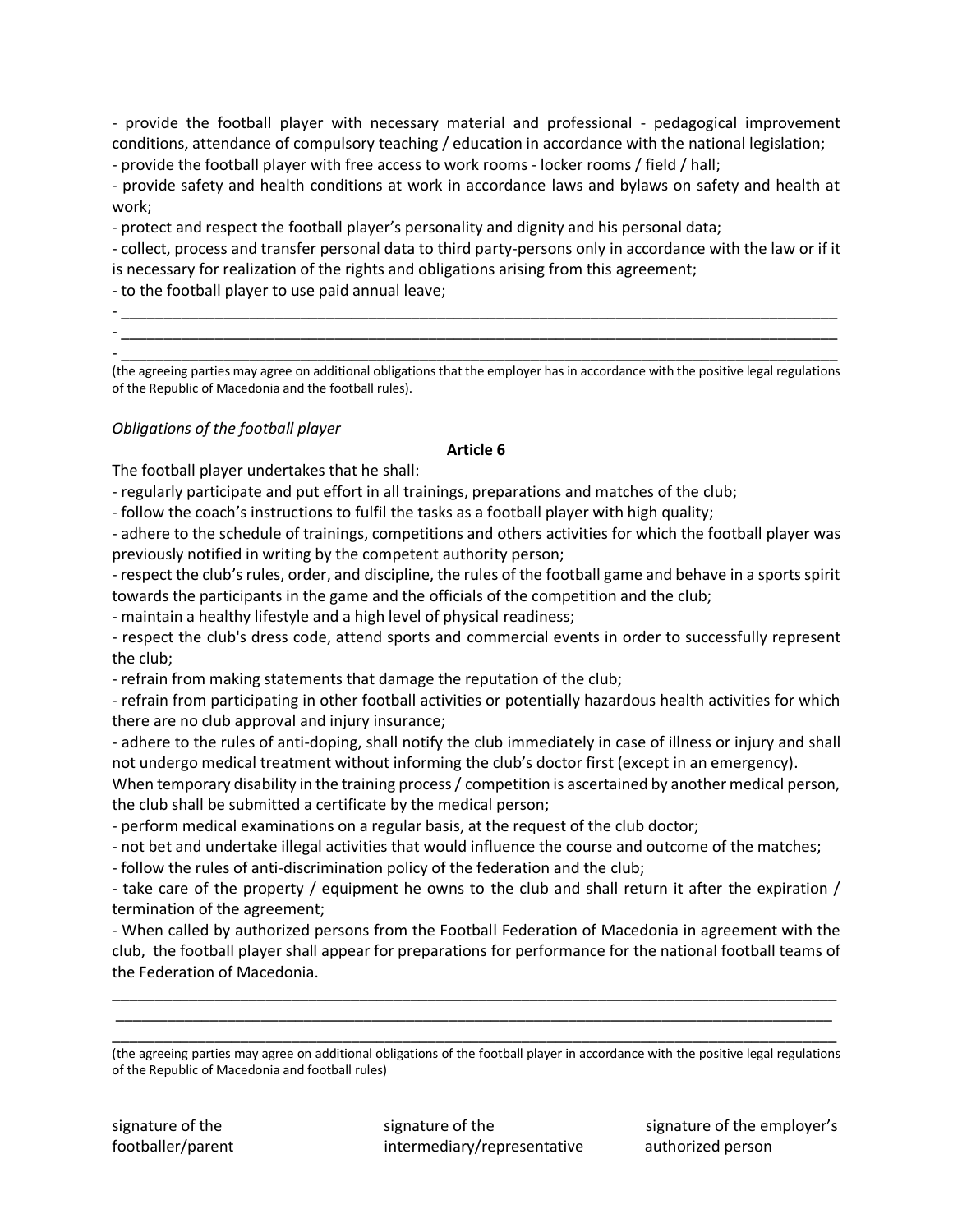- provide the football player with necessary material and professional - pedagogical improvement conditions, attendance of compulsory teaching / education in accordance with the national legislation;
- provide the football player with free access to work rooms - locker rooms / field / hall;
- provide safety and health conditions at work in accordance laws and bylaws on safety and health at work;
- protect and respect the football player's personality and dignity and his personal data;
- collect, process and transfer personal data to third party-persons only in accordance with the law or if it is necessary for realization of the rights and obligations arising from this agreement;
- to the football player to use paid annual leave;
- ____________________________________________________________________________________
- ____________________________________________________________________________________
- ____________________________________________________________________________________

(the agreeing parties may agree on additional obligations that the employer has in accordance with the positive legal regulations of the Republic of Macedonia and the football rules).

*Obligations of the football player*

**Article 6**

The football player undertakes that he shall:

- regularly participate and put effort in all trainings, preparations and matches of the club;
- follow the coach's instructions to fulfil the tasks as a football player with high quality;
- adhere to the schedule of trainings, competitions and others activities for which the football player was previously notified in writing by the competent authority person;
- respect the club's rules, order, and discipline, the rules of the football game and behave in a sports spirit towards the participants in the game and the officials of the competition and the club;
- maintain a healthy lifestyle and a high level of physical readiness;
- respect the club's dress code, attend sports and commercial events in order to successfully represent the club;
- refrain from making statements that damage the reputation of the club;
- refrain from participating in other football activities or potentially hazardous health activities for which there are no club approval and injury insurance;
- adhere to the rules of anti-doping, shall notify the club immediately in case of illness or injury and shall not undergo medical treatment without informing the club's doctor first (except in an emergency).

When temporary disability in the training process / competition is ascertained by another medical person, the club shall be submitted a certificate by the medical person;

- perform medical examinations on a regular basis, at the request of the club doctor;
- not bet and undertake illegal activities that would influence the course and outcome of the matches;
- follow the rules of anti-discrimination policy of the federation and the club;
- take care of the property / equipment he owns to the club and shall return it after the expiration / termination of the agreement;
- When called by authorized persons from the Football Federation of Macedonia in agreement with the club, the football player shall appear for preparations for performance for the national football teams of the Federation of Macedonia.

______________________________________________________________________________________
______________________________________________________________________________________
______________________________________________________________________________________

(the agreeing parties may agree on additional obligations of the football player in accordance with the positive legal regulations of the Republic of Macedonia and football rules)

| signature of the footballer/parent | signature of the intermediary/representative | signature of the employer's authorized person |
|---|---|---|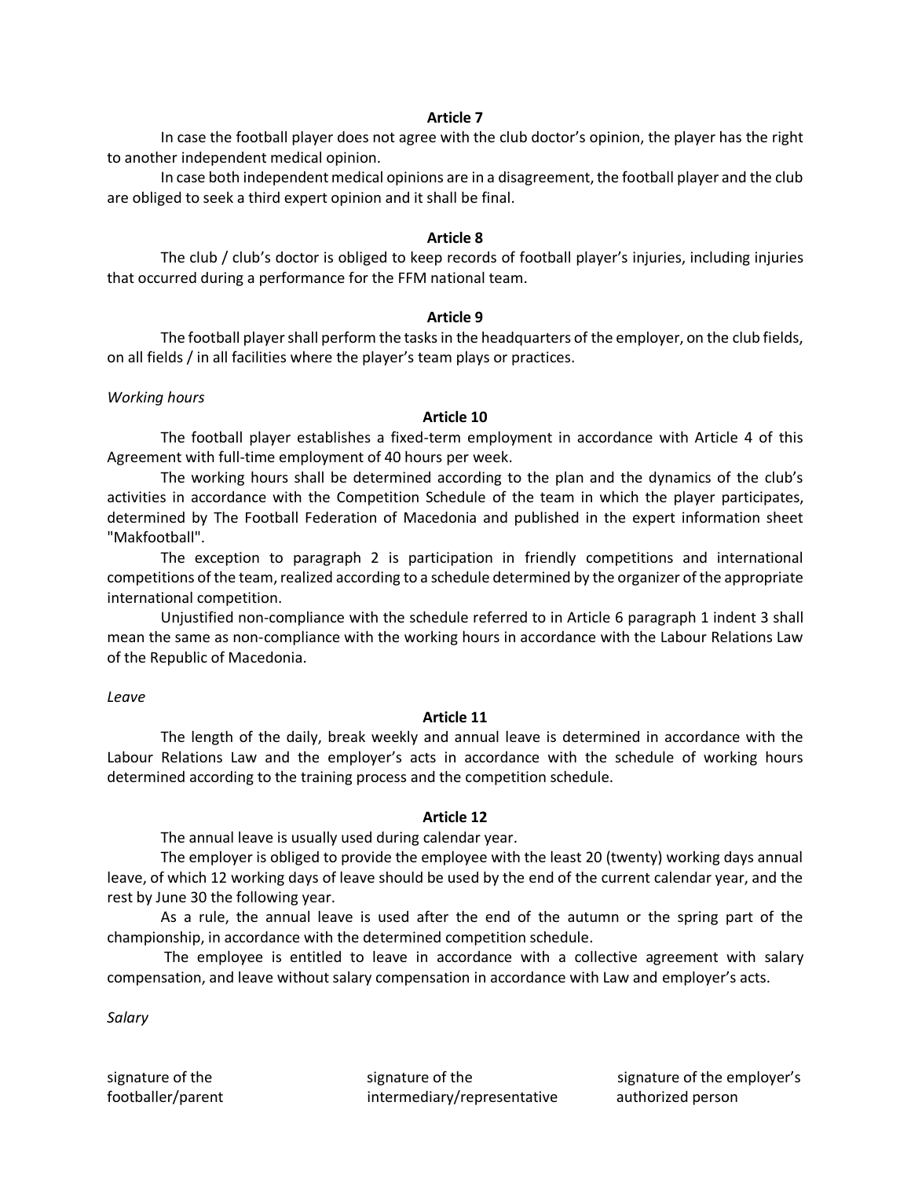**Article 7**

In case the football player does not agree with the club doctor's opinion, the player has the right to another independent medical opinion.

In case both independent medical opinions are in a disagreement, the football player and the club are obliged to seek a third expert opinion and it shall be final.

**Article 8**

The club / club's doctor is obliged to keep records of football player's injuries, including injuries that occurred during a performance for the FFM national team.

**Article 9**

The football player shall perform the tasks in the headquarters of the employer, on the club fields, on all fields / in all facilities where the player's team plays or practices.

*Working hours*

**Article 10**

The football player establishes a fixed-term employment in accordance with Article 4 of this Agreement with full-time employment of 40 hours per week.

The working hours shall be determined according to the plan and the dynamics of the club's activities in accordance with the Competition Schedule of the team in which the player participates, determined by The Football Federation of Macedonia and published in the expert information sheet "Makfootball".

The exception to paragraph 2 is participation in friendly competitions and international competitions of the team, realized according to a schedule determined by the organizer of the appropriate international competition.

Unjustified non-compliance with the schedule referred to in Article 6 paragraph 1 indent 3 shall mean the same as non-compliance with the working hours in accordance with the Labour Relations Law of the Republic of Macedonia.

*Leave*

**Article 11**

The length of the daily, break weekly and annual leave is determined in accordance with the Labour Relations Law and the employer's acts in accordance with the schedule of working hours determined according to the training process and the competition schedule.

**Article 12**

The annual leave is usually used during calendar year.

The employer is obliged to provide the employee with the least 20 (twenty) working days annual leave, of which 12 working days of leave should be used by the end of the current calendar year, and the rest by June 30 the following year.

As a rule, the annual leave is used after the end of the autumn or the spring part of the championship, in accordance with the determined competition schedule.

The employee is entitled to leave in accordance with a collective agreement with salary compensation, and leave without salary compensation in accordance with Law and employer's acts.

*Salary*

| signature of the footballer/parent | signature of the intermediary/representative | signature of the employer's authorized person |
|---|---|---|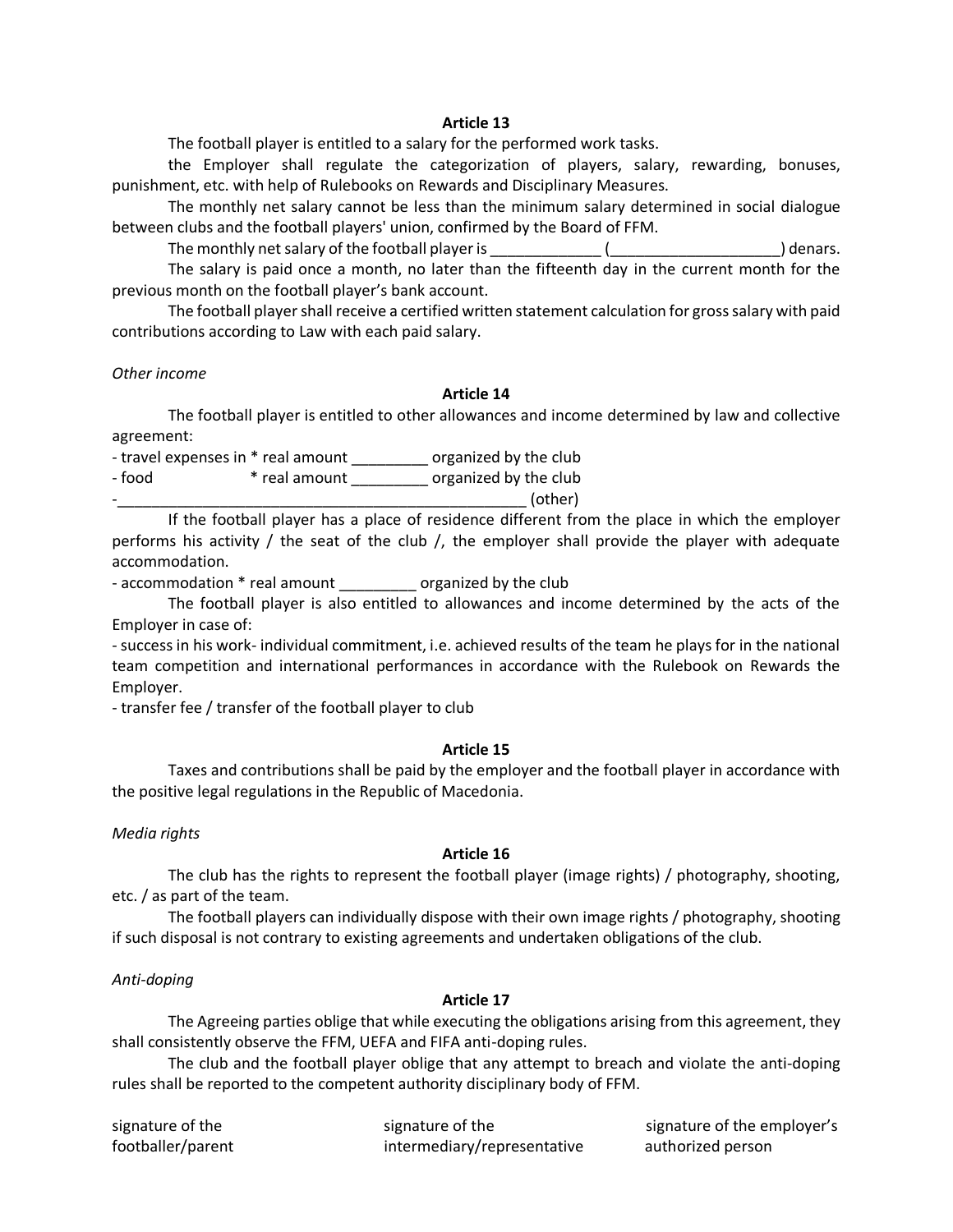**Article 13**

The football player is entitled to a salary for the performed work tasks.

the Employer shall regulate the categorization of players, salary, rewarding, bonuses, punishment, etc. with help of Rulebooks on Rewards and Disciplinary Measures.

The monthly net salary cannot be less than the minimum salary determined in social dialogue between clubs and the football players' union, confirmed by the Board of FFM.

The monthly net salary of the football player is _____________ (____________________) denars.

The salary is paid once a month, no later than the fifteenth day in the current month for the previous month on the football player's bank account.

The football player shall receive a certified written statement calculation for gross salary with paid contributions according to Law with each paid salary.

*Other income*

**Article 14**

The football player is entitled to other allowances and income determined by law and collective agreement:

- travel expenses in * real amount _________ organized by the club
- food * real amount _________ organized by the club
- ___________________________________________________ (other)

If the football player has a place of residence different from the place in which the employer performs his activity / the seat of the club /, the employer shall provide the player with adequate accommodation.

- accommodation * real amount _________ organized by the club

The football player is also entitled to allowances and income determined by the acts of the Employer in case of:

- success in his work- individual commitment, i.e. achieved results of the team he plays for in the national team competition and international performances in accordance with the Rulebook on Rewards the Employer.
- transfer fee / transfer of the football player to club

**Article 15**

Taxes and contributions shall be paid by the employer and the football player in accordance with the positive legal regulations in the Republic of Macedonia.

*Media rights*

**Article 16**

The club has the rights to represent the football player (image rights) / photography, shooting, etc. / as part of the team.

The football players can individually dispose with their own image rights / photography, shooting if such disposal is not contrary to existing agreements and undertaken obligations of the club.

*Anti-doping*

**Article 17**

The Agreeing parties oblige that while executing the obligations arising from this agreement, they shall consistently observe the FFM, UEFA and FIFA anti-doping rules.

The club and the football player oblige that any attempt to breach and violate the anti-doping rules shall be reported to the competent authority disciplinary body of FFM.

| signature of the footballer/parent | signature of the intermediary/representative | signature of the employer's authorized person |
| --- | --- | --- |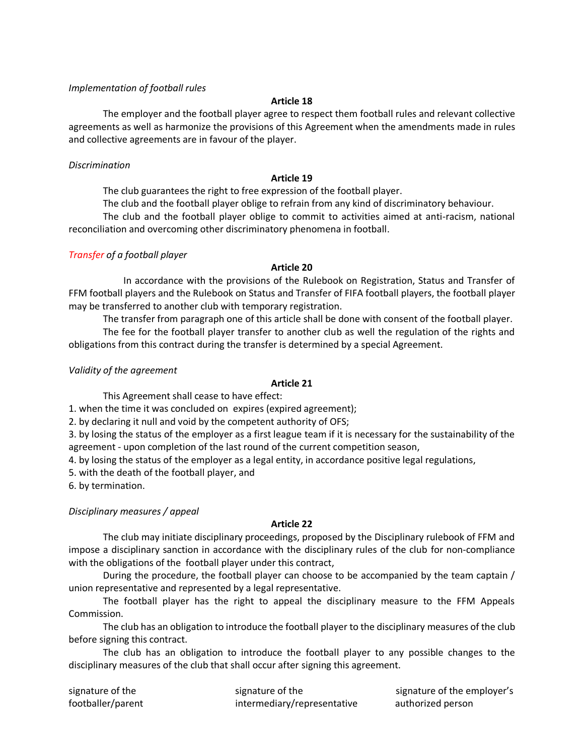*Implementation of football rules*

**Article 18**

The employer and the football player agree to respect them football rules and relevant collective agreements as well as harmonize the provisions of this Agreement when the amendments made in rules and collective agreements are in favour of the player.

*Discrimination*

**Article 19**

The club guarantees the right to free expression of the football player.

The club and the football player oblige to refrain from any kind of discriminatory behaviour.

The club and the football player oblige to commit to activities aimed at anti-racism, national reconciliation and overcoming other discriminatory phenomena in football.

*Transfer of a football player*

**Article 20**

In accordance with the provisions of the Rulebook on Registration, Status and Transfer of FFM football players and the Rulebook on Status and Transfer of FIFA football players, the football player may be transferred to another club with temporary registration.

The transfer from paragraph one of this article shall be done with consent of the football player.

The fee for the football player transfer to another club as well the regulation of the rights and obligations from this contract during the transfer is determined by a special Agreement.

*Validity of the agreement*

**Article 21**

This Agreement shall cease to have effect:

1. when the time it was concluded on expires (expired agreement);
2. by declaring it null and void by the competent authority of OFS;
3. by losing the status of the employer as a first league team if it is necessary for the sustainability of the agreement - upon completion of the last round of the current competition season,
4. by losing the status of the employer as a legal entity, in accordance positive legal regulations,
5. with the death of the football player, and
6. by termination.

*Disciplinary measures / appeal*

**Article 22**

The club may initiate disciplinary proceedings, proposed by the Disciplinary rulebook of FFM and impose a disciplinary sanction in accordance with the disciplinary rules of the club for non-compliance with the obligations of the football player under this contract,

During the procedure, the football player can choose to be accompanied by the team captain / union representative and represented by a legal representative.

The football player has the right to appeal the disciplinary measure to the FFM Appeals Commission.

The club has an obligation to introduce the football player to the disciplinary measures of the club before signing this contract.

The club has an obligation to introduce the football player to any possible changes to the disciplinary measures of the club that shall occur after signing this agreement.

| signature of the footballer/parent | signature of the intermediary/representative | signature of the employer's authorized person |
|---|---|---|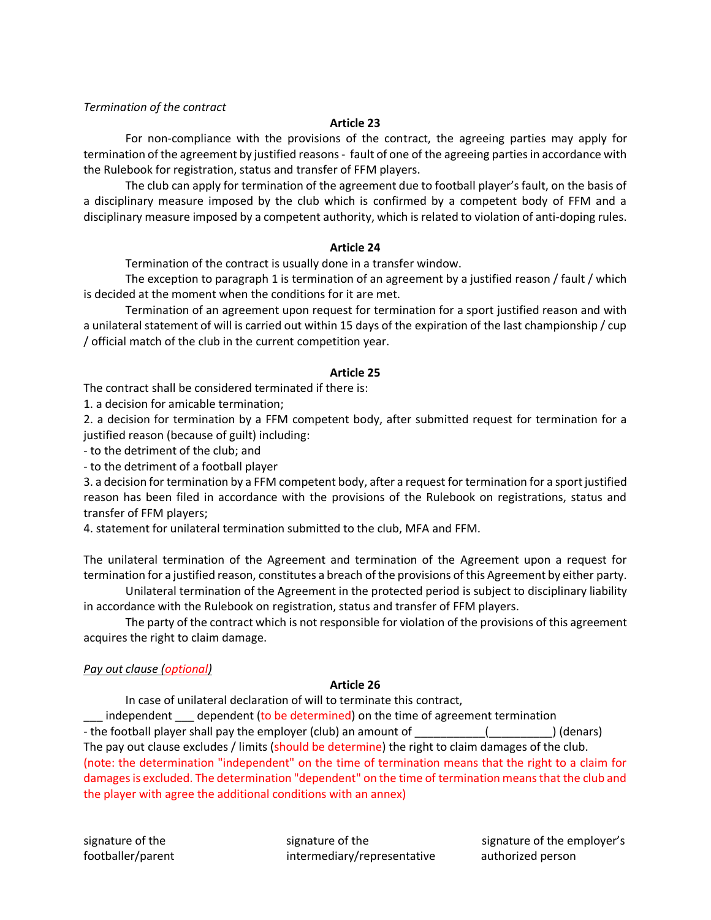*Termination of the contract*

**Article 23**

For non-compliance with the provisions of the contract, the agreeing parties may apply for termination of the agreement by justified reasons - fault of one of the agreeing parties in accordance with the Rulebook for registration, status and transfer of FFM players.

The club can apply for termination of the agreement due to football player's fault, on the basis of a disciplinary measure imposed by the club which is confirmed by a competent body of FFM and a disciplinary measure imposed by a competent authority, which is related to violation of anti-doping rules.

**Article 24**

Termination of the contract is usually done in a transfer window.

The exception to paragraph 1 is termination of an agreement by a justified reason / fault / which is decided at the moment when the conditions for it are met.

Termination of an agreement upon request for termination for a sport justified reason and with a unilateral statement of will is carried out within 15 days of the expiration of the last championship / cup / official match of the club in the current competition year.

**Article 25**

The contract shall be considered terminated if there is:

1. a decision for amicable termination;
2. a decision for termination by a FFM competent body, after submitted request for termination for a justified reason (because of guilt) including:
   - to the detriment of the club; and
   - to the detriment of a football player
3. a decision for termination by a FFM competent body, after a request for termination for a sport justified reason has been filed in accordance with the provisions of the Rulebook on registrations, status and transfer of FFM players;
4. statement for unilateral termination submitted to the club, MFA and FFM.

The unilateral termination of the Agreement and termination of the Agreement upon a request for termination for a justified reason, constitutes a breach of the provisions of this Agreement by either party.

Unilateral termination of the Agreement in the protected period is subject to disciplinary liability in accordance with the Rulebook on registration, status and transfer of FFM players.

The party of the contract which is not responsible for violation of the provisions of this agreement acquires the right to claim damage.

*Pay out clause (optional)*

**Article 26**

In case of unilateral declaration of will to terminate this contract,

___ independent ___ dependent (to be determined) on the time of agreement termination

- the football player shall pay the employer (club) an amount of ___________(__________) (denars)

The pay out clause excludes / limits (should be determine) the right to claim damages of the club.

(note: the determination "independent" on the time of termination means that the right to a claim for damages is excluded. The determination "dependent" on the time of termination means that the club and the player with agree the additional conditions with an annex)

signature of the footballer/parent | signature of the intermediary/representative | signature of the employer's authorized person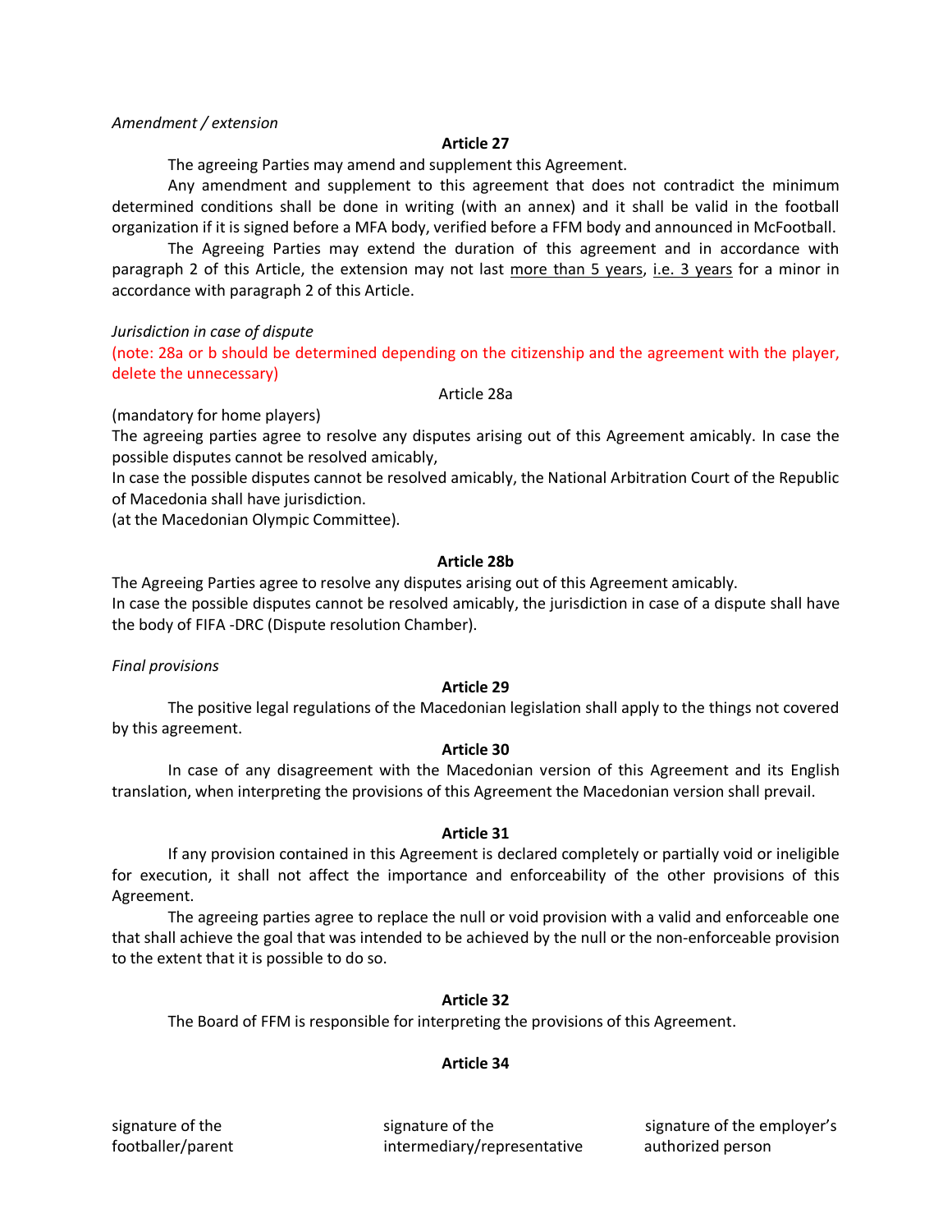*Amendment / extension*

**Article 27**

The agreeing Parties may amend and supplement this Agreement.

Any amendment and supplement to this agreement that does not contradict the minimum determined conditions shall be done in writing (with an annex) and it shall be valid in the football organization if it is signed before a MFA body, verified before a FFM body and announced in McFootball.

The Agreeing Parties may extend the duration of this agreement and in accordance with paragraph 2 of this Article, the extension may not last more than 5 years, i.e. 3 years for a minor in accordance with paragraph 2 of this Article.

*Jurisdiction in case of dispute*

(note: 28a or b should be determined depending on the citizenship and the agreement with the player, delete the unnecessary)

Article 28a

(mandatory for home players)

The agreeing parties agree to resolve any disputes arising out of this Agreement amicably. In case the possible disputes cannot be resolved amicably,

In case the possible disputes cannot be resolved amicably, the National Arbitration Court of the Republic of Macedonia shall have jurisdiction.

(at the Macedonian Olympic Committee).

**Article 28b**

The Agreeing Parties agree to resolve any disputes arising out of this Agreement amicably.

In case the possible disputes cannot be resolved amicably, the jurisdiction in case of a dispute shall have the body of FIFA -DRC (Dispute resolution Chamber).

*Final provisions*

**Article 29**

The positive legal regulations of the Macedonian legislation shall apply to the things not covered by this agreement.

**Article 30**

In case of any disagreement with the Macedonian version of this Agreement and its English translation, when interpreting the provisions of this Agreement the Macedonian version shall prevail.

**Article 31**

If any provision contained in this Agreement is declared completely or partially void or ineligible for execution, it shall not affect the importance and enforceability of the other provisions of this Agreement.

The agreeing parties agree to replace the null or void provision with a valid and enforceable one that shall achieve the goal that was intended to be achieved by the null or the non-enforceable provision to the extent that it is possible to do so.

**Article 32**

The Board of FFM is responsible for interpreting the provisions of this Agreement.

**Article 34**

signature of the footballer/parent

signature of the intermediary/representative

signature of the employer's authorized person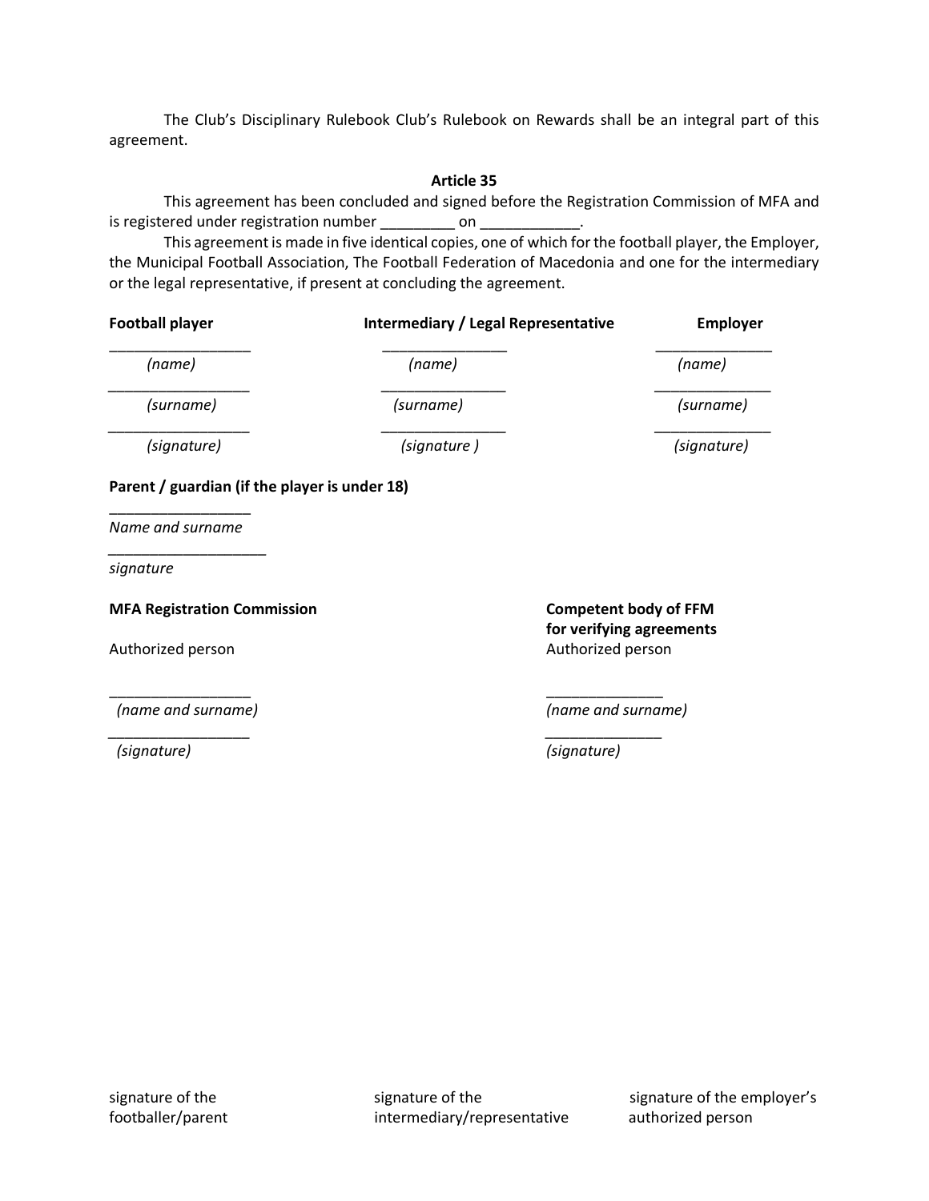The Club's Disciplinary Rulebook Club's Rulebook on Rewards shall be an integral part of this agreement.

**Article 35**

This agreement has been concluded and signed before the Registration Commission of MFA and is registered under registration number _________ on ____________.

This agreement is made in five identical copies, one of which for the football player, the Employer, the Municipal Football Association, The Football Federation of Macedonia and one for the intermediary or the legal representative, if present at concluding the agreement.

| **Football player** | **Intermediary / Legal Representative** | **Employer** |
|---|---|---|
| _________________ | _______________ | ______________ |
| *(name)* | *(name)* | *(name)* |
| _________________ | _______________ | ______________ |
| *(surname)* | *(surname)* | *(surname)* |
| _________________ | _______________ | ______________ |
| *(signature)* | *(signature )* | *(signature)* |

**Parent / guardian (if the player is under 18)**

_________________

*Name and surname*

___________________

*signature*

| **MFA Registration Commission** | **Competent body of FFM for verifying agreements** |
|---|---|
| Authorized person | Authorized person |
| _________________ | ______________ |
| *(name and surname)* | *(name and surname)* |
| _________________ | ______________ |
| *(signature)* | *(signature)* |

| | | |
|---|---|---|
| signature of the footballer/parent | signature of the intermediary/representative | signature of the employer's authorized person |